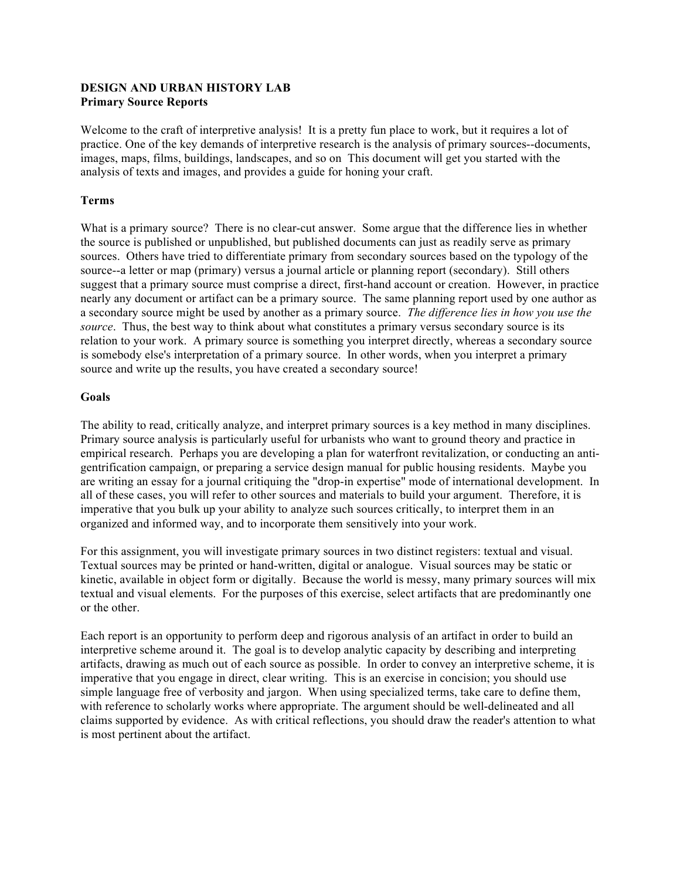**DESIGN AND URBAN HISTORY LAB**
**Primary Source Reports**

Welcome to the craft of interpretive analysis! It is a pretty fun place to work, but it requires a lot of practice. One of the key demands of interpretive research is the analysis of primary sources--documents, images, maps, films, buildings, landscapes, and so on This document will get you started with the analysis of texts and images, and provides a guide for honing your craft.

**Terms**

What is a primary source? There is no clear-cut answer. Some argue that the difference lies in whether the source is published or unpublished, but published documents can just as readily serve as primary sources. Others have tried to differentiate primary from secondary sources based on the typology of the source--a letter or map (primary) versus a journal article or planning report (secondary). Still others suggest that a primary source must comprise a direct, first-hand account or creation. However, in practice nearly any document or artifact can be a primary source. The same planning report used by one author as a secondary source might be used by another as a primary source. *The difference lies in how you use the source*. Thus, the best way to think about what constitutes a primary versus secondary source is its relation to your work. A primary source is something you interpret directly, whereas a secondary source is somebody else's interpretation of a primary source. In other words, when you interpret a primary source and write up the results, you have created a secondary source!

**Goals**

The ability to read, critically analyze, and interpret primary sources is a key method in many disciplines. Primary source analysis is particularly useful for urbanists who want to ground theory and practice in empirical research. Perhaps you are developing a plan for waterfront revitalization, or conducting an anti-gentrification campaign, or preparing a service design manual for public housing residents. Maybe you are writing an essay for a journal critiquing the "drop-in expertise" mode of international development. In all of these cases, you will refer to other sources and materials to build your argument. Therefore, it is imperative that you bulk up your ability to analyze such sources critically, to interpret them in an organized and informed way, and to incorporate them sensitively into your work.

For this assignment, you will investigate primary sources in two distinct registers: textual and visual. Textual sources may be printed or hand-written, digital or analogue. Visual sources may be static or kinetic, available in object form or digitally. Because the world is messy, many primary sources will mix textual and visual elements. For the purposes of this exercise, select artifacts that are predominantly one or the other.

Each report is an opportunity to perform deep and rigorous analysis of an artifact in order to build an interpretive scheme around it. The goal is to develop analytic capacity by describing and interpreting artifacts, drawing as much out of each source as possible. In order to convey an interpretive scheme, it is imperative that you engage in direct, clear writing. This is an exercise in concision; you should use simple language free of verbosity and jargon. When using specialized terms, take care to define them, with reference to scholarly works where appropriate. The argument should be well-delineated and all claims supported by evidence. As with critical reflections, you should draw the reader's attention to what is most pertinent about the artifact.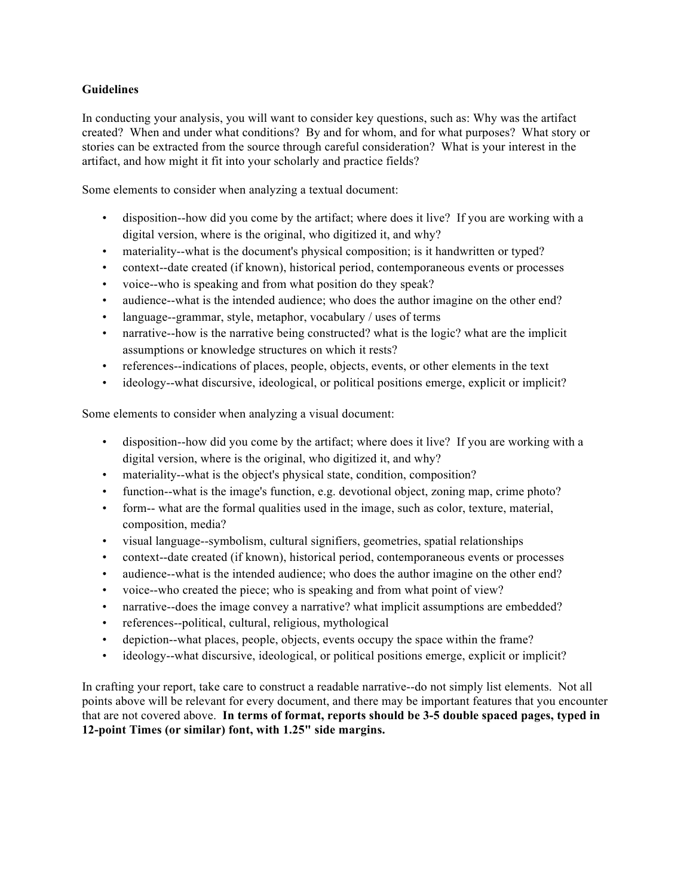**Guidelines**

In conducting your analysis, you will want to consider key questions, such as: Why was the artifact created? When and under what conditions? By and for whom, and for what purposes? What story or stories can be extracted from the source through careful consideration? What is your interest in the artifact, and how might it fit into your scholarly and practice fields?

Some elements to consider when analyzing a textual document:

- disposition--how did you come by the artifact; where does it live? If you are working with a digital version, where is the original, who digitized it, and why?
- materiality--what is the document's physical composition; is it handwritten or typed?
- context--date created (if known), historical period, contemporaneous events or processes
- voice--who is speaking and from what position do they speak?
- audience--what is the intended audience; who does the author imagine on the other end?
- language--grammar, style, metaphor, vocabulary / uses of terms
- narrative--how is the narrative being constructed? what is the logic? what are the implicit assumptions or knowledge structures on which it rests?
- references--indications of places, people, objects, events, or other elements in the text
- ideology--what discursive, ideological, or political positions emerge, explicit or implicit?

Some elements to consider when analyzing a visual document:

- disposition--how did you come by the artifact; where does it live? If you are working with a digital version, where is the original, who digitized it, and why?
- materiality--what is the object's physical state, condition, composition?
- function--what is the image's function, e.g. devotional object, zoning map, crime photo?
- form-- what are the formal qualities used in the image, such as color, texture, material, composition, media?
- visual language--symbolism, cultural signifiers, geometries, spatial relationships
- context--date created (if known), historical period, contemporaneous events or processes
- audience--what is the intended audience; who does the author imagine on the other end?
- voice--who created the piece; who is speaking and from what point of view?
- narrative--does the image convey a narrative? what implicit assumptions are embedded?
- references--political, cultural, religious, mythological
- depiction--what places, people, objects, events occupy the space within the frame?
- ideology--what discursive, ideological, or political positions emerge, explicit or implicit?

In crafting your report, take care to construct a readable narrative--do not simply list elements. Not all points above will be relevant for every document, and there may be important features that you encounter that are not covered above. **In terms of format, reports should be 3-5 double spaced pages, typed in 12-point Times (or similar) font, with 1.25" side margins.**